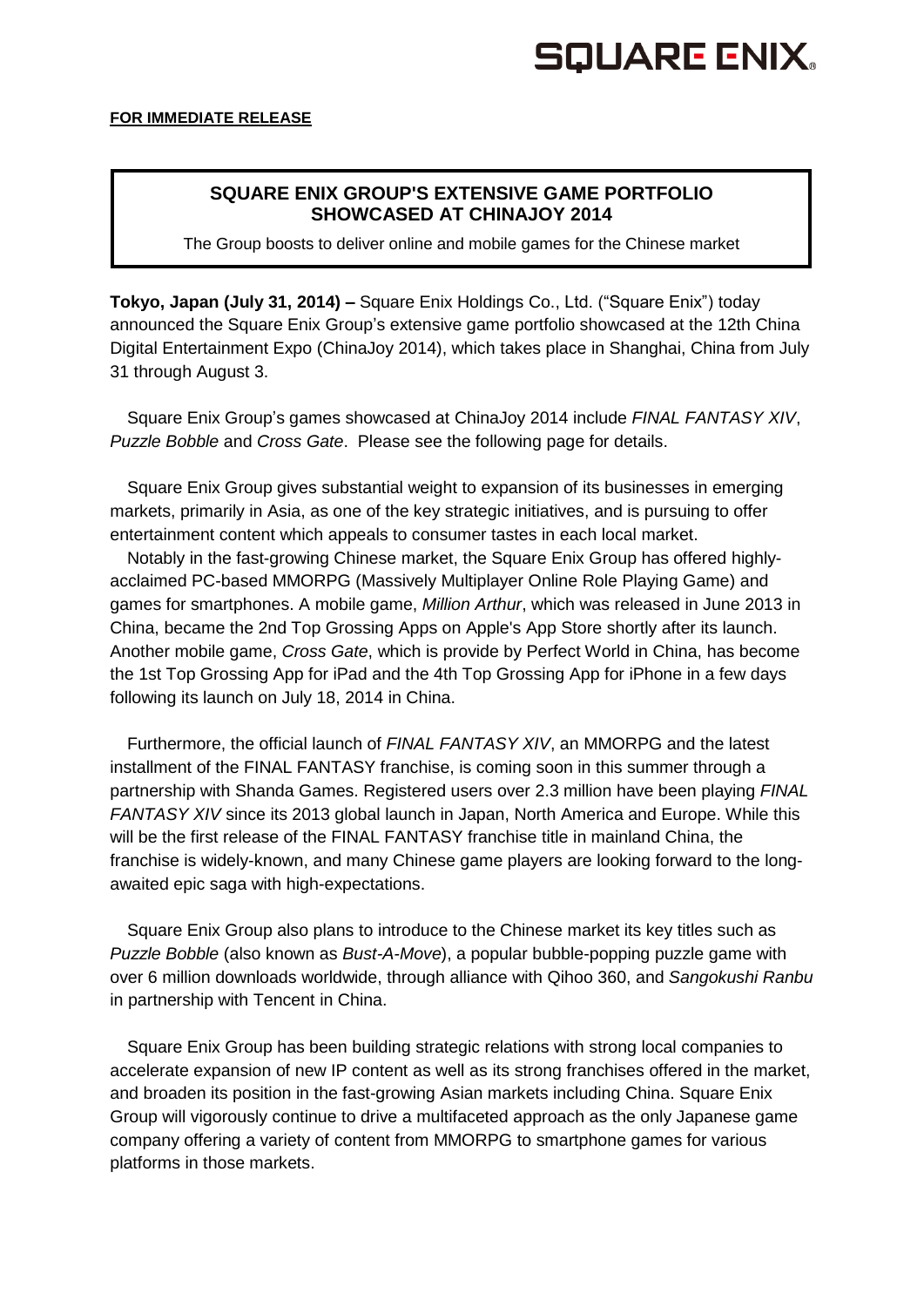**SQUARE ENIX**

**FOR IMMEDIATE RELEASE**

## SQUARE ENIX GROUP'S EXTENSIVE GAME PORTFOLIO SHOWCASED AT CHINAJOY 2014

The Group boosts to deliver online and mobile games for the Chinese market

**Tokyo, Japan (July 31, 2014) –** Square Enix Holdings Co., Ltd. ("Square Enix") today announced the Square Enix Group's extensive game portfolio showcased at the 12th China Digital Entertainment Expo (ChinaJoy 2014), which takes place in Shanghai, China from July 31 through August 3.

Square Enix Group's games showcased at ChinaJoy 2014 include *FINAL FANTASY XIV*, *Puzzle Bobble* and *Cross Gate*. Please see the following page for details.

Square Enix Group gives substantial weight to expansion of its businesses in emerging markets, primarily in Asia, as one of the key strategic initiatives, and is pursuing to offer entertainment content which appeals to consumer tastes in each local market.

Notably in the fast-growing Chinese market, the Square Enix Group has offered highly-acclaimed PC-based MMORPG (Massively Multiplayer Online Role Playing Game) and games for smartphones. A mobile game, *Million Arthur*, which was released in June 2013 in China, became the 2nd Top Grossing Apps on Apple's App Store shortly after its launch. Another mobile game, *Cross Gate*, which is provide by Perfect World in China, has become the 1st Top Grossing App for iPad and the 4th Top Grossing App for iPhone in a few days following its launch on July 18, 2014 in China.

Furthermore, the official launch of *FINAL FANTASY XIV*, an MMORPG and the latest installment of the FINAL FANTASY franchise, is coming soon in this summer through a partnership with Shanda Games. Registered users over 2.3 million have been playing *FINAL FANTASY XIV* since its 2013 global launch in Japan, North America and Europe. While this will be the first release of the FINAL FANTASY franchise title in mainland China, the franchise is widely-known, and many Chinese game players are looking forward to the long-awaited epic saga with high-expectations.

Square Enix Group also plans to introduce to the Chinese market its key titles such as *Puzzle Bobble* (also known as *Bust-A-Move*), a popular bubble-popping puzzle game with over 6 million downloads worldwide, through alliance with Qihoo 360, and *Sangokushi Ranbu* in partnership with Tencent in China.

Square Enix Group has been building strategic relations with strong local companies to accelerate expansion of new IP content as well as its strong franchises offered in the market, and broaden its position in the fast-growing Asian markets including China. Square Enix Group will vigorously continue to drive a multifaceted approach as the only Japanese game company offering a variety of content from MMORPG to smartphone games for various platforms in those markets.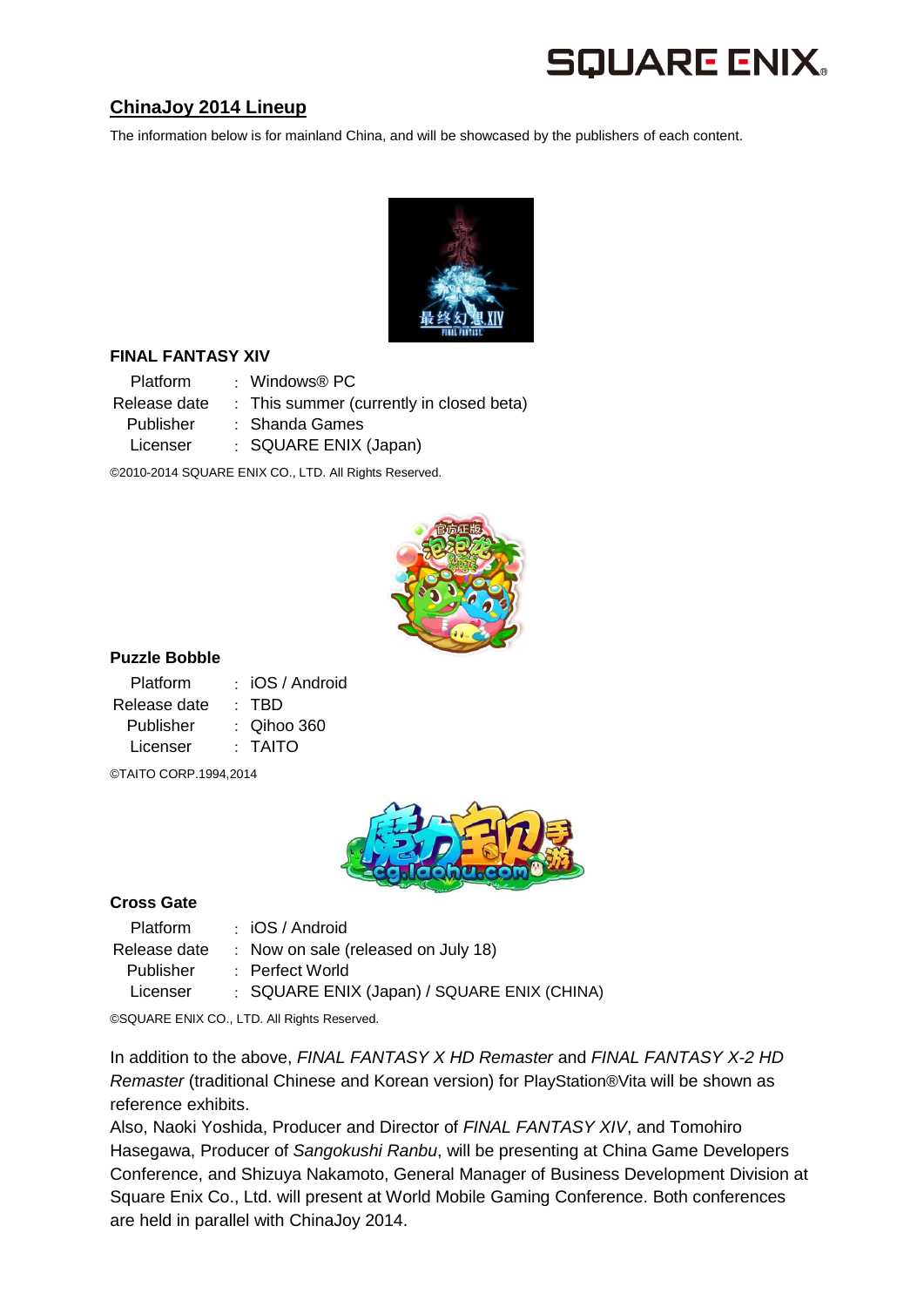## ChinaJoy 2014 Lineup

The information below is for mainland China, and will be showcased by the publishers of each content.

### FINAL FANTASY XIV

| | | |
|---|---|---|
| Platform | : | Windows® PC |
| Release date | : | This summer (currently in closed beta) |
| Publisher | : | Shanda Games |
| Licenser | : | SQUARE ENIX (Japan) |

©2010-2014 SQUARE ENIX CO., LTD. All Rights Reserved.

### Puzzle Bobble

| | | |
|---|---|---|
| Platform | : | iOS / Android |
| Release date | : | TBD |
| Publisher | : | Qihoo 360 |
| Licenser | : | TAITO |

©TAITO CORP.1994,2014

### Cross Gate

| | | |
|---|---|---|
| Platform | : | iOS / Android |
| Release date | : | Now on sale (released on July 18) |
| Publisher | : | Perfect World |
| Licenser | : | SQUARE ENIX (Japan) / SQUARE ENIX (CHINA) |

©SQUARE ENIX CO., LTD. All Rights Reserved.

In addition to the above, *FINAL FANTASY X HD Remaster* and *FINAL FANTASY X-2 HD Remaster* (traditional Chinese and Korean version) for PlayStation®Vita will be shown as reference exhibits.

Also, Naoki Yoshida, Producer and Director of *FINAL FANTASY XIV*, and Tomohiro Hasegawa, Producer of *Sangokushi Ranbu*, will be presenting at China Game Developers Conference, and Shizuya Nakamoto, General Manager of Business Development Division at Square Enix Co., Ltd. will present at World Mobile Gaming Conference. Both conferences are held in parallel with ChinaJoy 2014.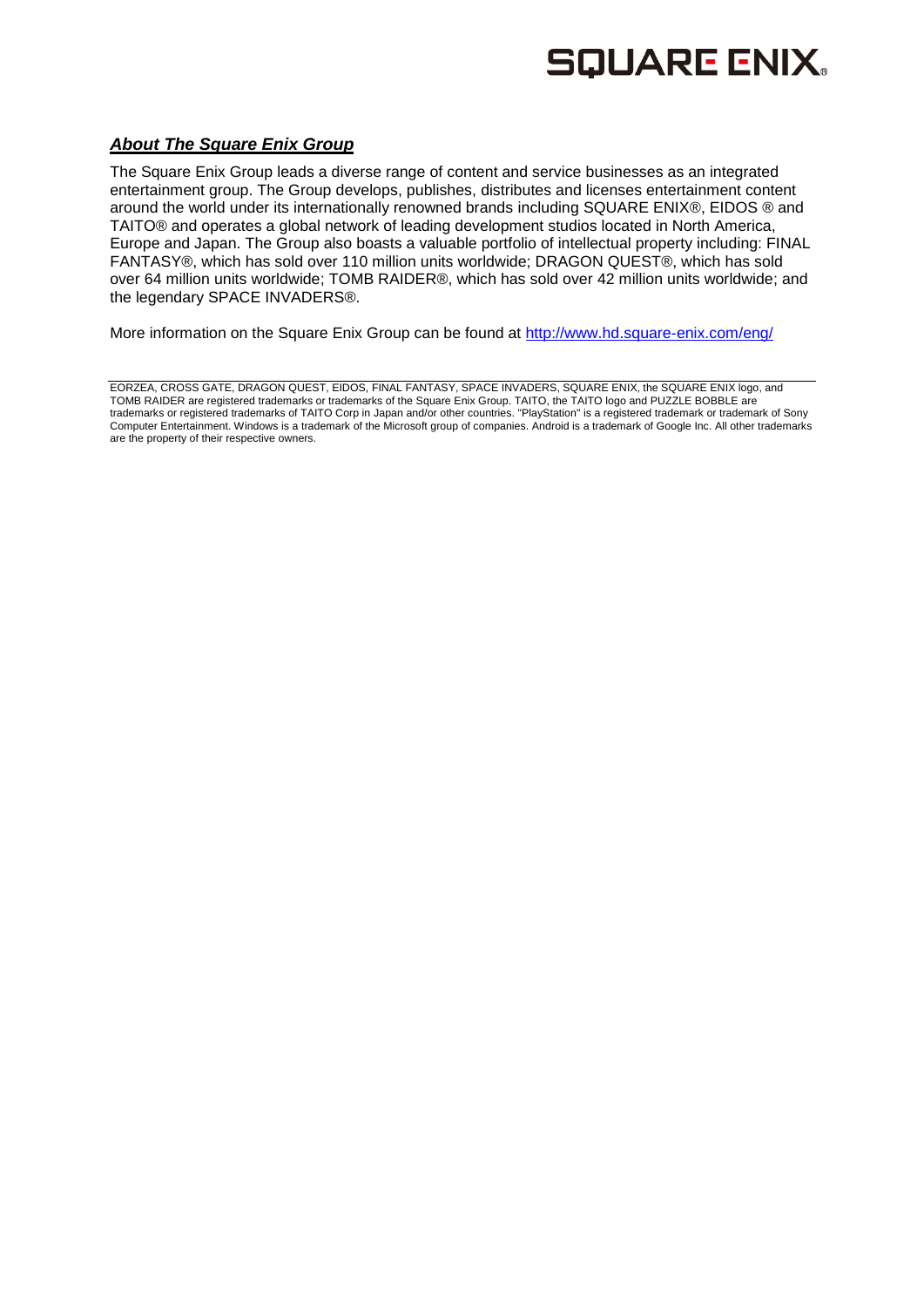## ***About The Square Enix Group***

The Square Enix Group leads a diverse range of content and service businesses as an integrated entertainment group. The Group develops, publishes, distributes and licenses entertainment content around the world under its internationally renowned brands including SQUARE ENIX®, EIDOS ® and TAITO® and operates a global network of leading development studios located in North America, Europe and Japan. The Group also boasts a valuable portfolio of intellectual property including: FINAL FANTASY®, which has sold over 110 million units worldwide; DRAGON QUEST®, which has sold over 64 million units worldwide; TOMB RAIDER®, which has sold over 42 million units worldwide; and the legendary SPACE INVADERS®.

More information on the Square Enix Group can be found at http://www.hd.square-enix.com/eng/

---

EORZEA, CROSS GATE, DRAGON QUEST, EIDOS, FINAL FANTASY, SPACE INVADERS, SQUARE ENIX, the SQUARE ENIX logo, and TOMB RAIDER are registered trademarks or trademarks of the Square Enix Group. TAITO, the TAITO logo and PUZZLE BOBBLE are trademarks or registered trademarks of TAITO Corp in Japan and/or other countries. "PlayStation" is a registered trademark or trademark of Sony Computer Entertainment. Windows is a trademark of the Microsoft group of companies. Android is a trademark of Google Inc. All other trademarks are the property of their respective owners.